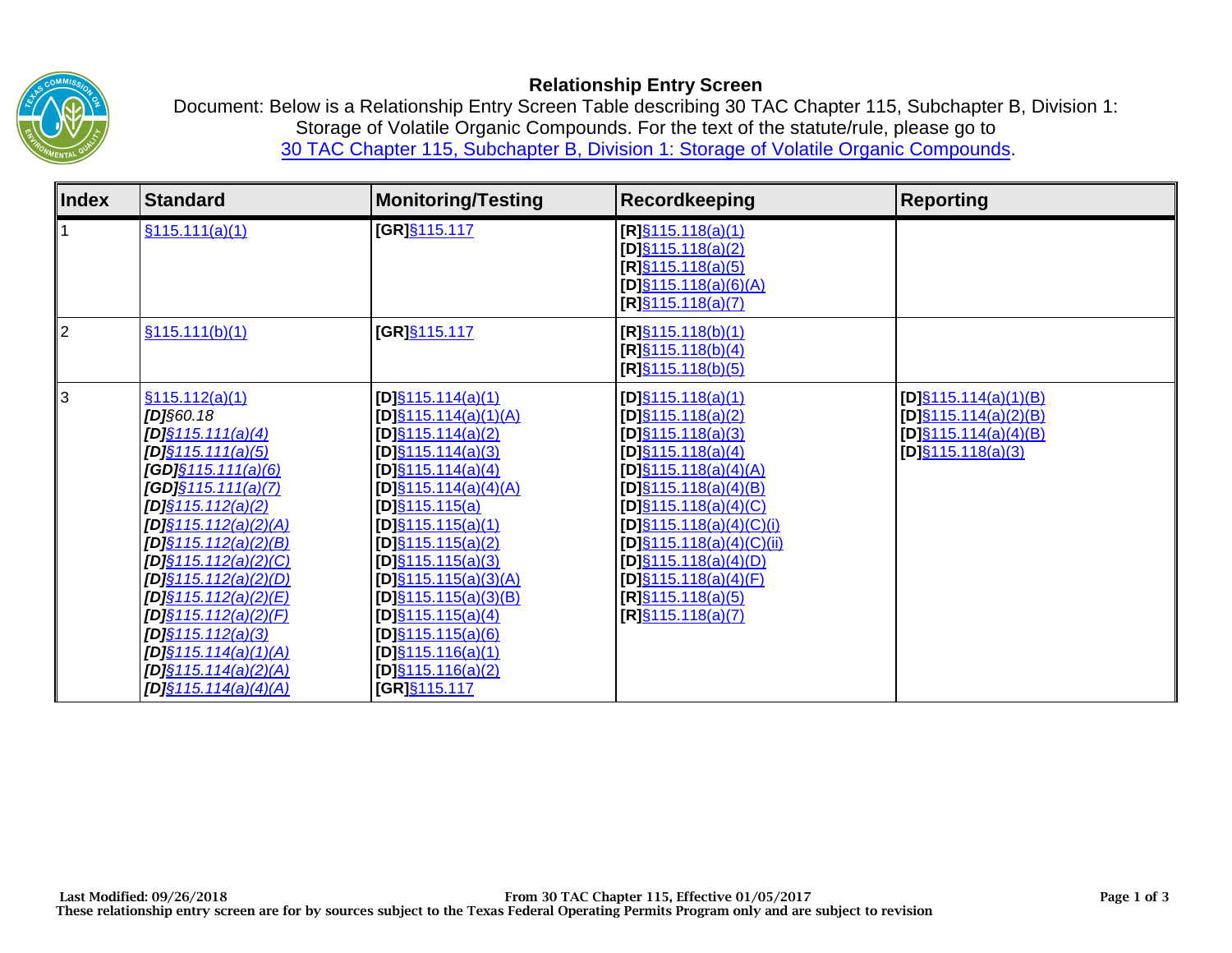# Relationship Entry Screen

Document: Below is a Relationship Entry Screen Table describing 30 TAC Chapter 115, Subchapter B, Division 1: Storage of Volatile Organic Compounds. For the text of the statute/rule, please go to 30 TAC Chapter 115, Subchapter B, Division 1: Storage of Volatile Organic Compounds.

| Index | Standard | Monitoring/Testing | Recordkeeping | Reporting |
|---|---|---|---|---|
| 1 | §115.111(a)(1) | **[GR]**§115.117 | **[R]**§115.118(a)(1)<br>**[D]**§115.118(a)(2)<br>**[R]**§115.118(a)(5)<br>**[D]**§115.118(a)(6)(A)<br>**[R]**§115.118(a)(7) | |
| 2 | §115.111(b)(1) | **[GR]**§115.117 | **[R]**§115.118(b)(1)<br>**[R]**§115.118(b)(4)<br>**[R]**§115.118(b)(5) | |
| 3 | §115.112(a)(1)<br>***[D]**§60.18*<br>***[D]**§115.111(a)(4)*<br>***[D]**§115.111(a)(5)*<br>***[GD]**§115.111(a)(6)*<br>***[GD]**§115.111(a)(7)*<br>***[D]**§115.112(a)(2)*<br>***[D]**§115.112(a)(2)(A)*<br>***[D]**§115.112(a)(2)(B)*<br>***[D]**§115.112(a)(2)(C)*<br>***[D]**§115.112(a)(2)(D)*<br>***[D]**§115.112(a)(2)(E)*<br>***[D]**§115.112(a)(2)(F)*<br>***[D]**§115.112(a)(3)*<br>***[D]**§115.114(a)(1)(A)*<br>***[D]**§115.114(a)(2)(A)*<br>***[D]**§115.114(a)(4)(A)* | **[D]**§115.114(a)(1)<br>**[D]**§115.114(a)(1)(A)<br>**[D]**§115.114(a)(2)<br>**[D]**§115.114(a)(3)<br>**[D]**§115.114(a)(4)<br>**[D]**§115.114(a)(4)(A)<br>**[D]**§115.115(a)<br>**[D]**§115.115(a)(1)<br>**[D]**§115.115(a)(2)<br>**[D]**§115.115(a)(3)<br>**[D]**§115.115(a)(3)(A)<br>**[D]**§115.115(a)(3)(B)<br>**[D]**§115.115(a)(4)<br>**[D]**§115.115(a)(6)<br>**[D]**§115.116(a)(1)<br>**[D]**§115.116(a)(2)<br>**[GR]**§115.117 | **[D]**§115.118(a)(1)<br>**[D]**§115.118(a)(2)<br>**[D]**§115.118(a)(3)<br>**[D]**§115.118(a)(4)<br>**[D]**§115.118(a)(4)(A)<br>**[D]**§115.118(a)(4)(B)<br>**[D]**§115.118(a)(4)(C)<br>**[D]**§115.118(a)(4)(C)(i)<br>**[D]**§115.118(a)(4)(C)(ii)<br>**[D]**§115.118(a)(4)(D)<br>**[D]**§115.118(a)(4)(F)<br>**[R]**§115.118(a)(5)<br>**[R]**§115.118(a)(7) | **[D]**§115.114(a)(1)(B)<br>**[D]**§115.114(a)(2)(B)<br>**[D]**§115.114(a)(4)(B)<br>**[D]**§115.118(a)(3) |

**Last Modified: 09/26/2018** **From 30 TAC Chapter 115, Effective 01/05/2017**
**These relationship entry screen are for by sources subject to the Texas Federal Operating Permits Program only and are subject to revision**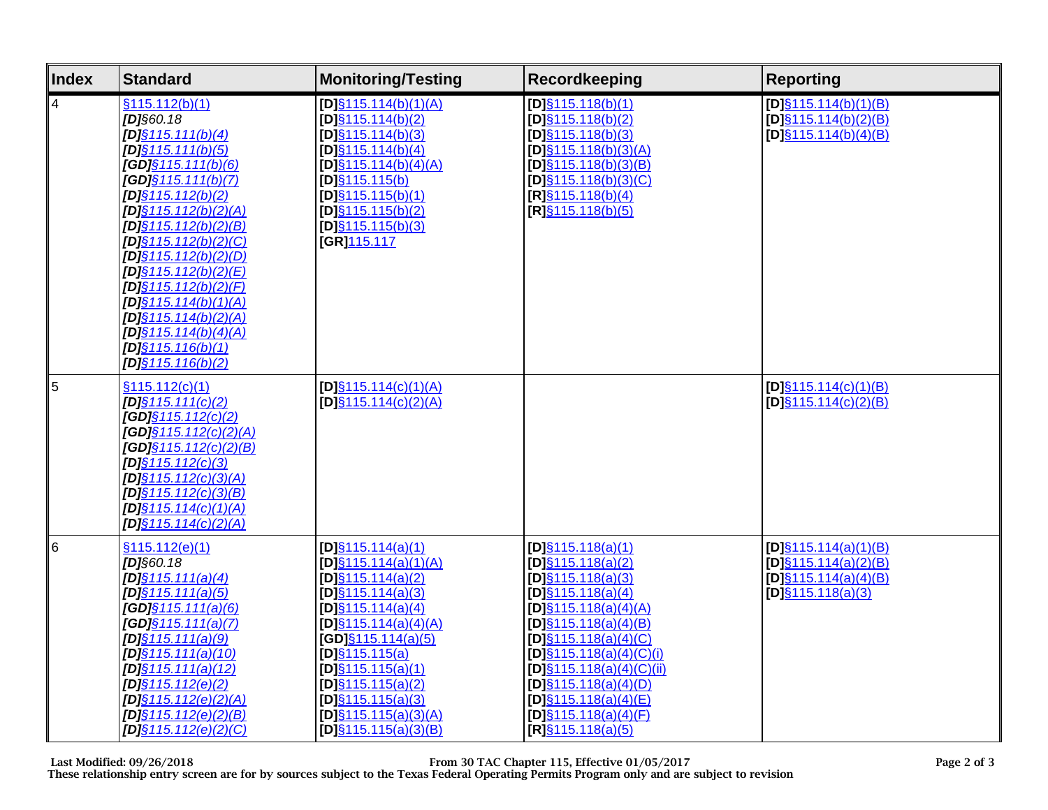| Index | Standard | Monitoring/Testing | Recordkeeping | Reporting |
|---|---|---|---|---|
| 4 | §115.112(b)(1)<br>***[D]****§60.18*<br>***[D]****§115.111(b)(4)*<br>***[D]****§115.111(b)(5)*<br>***[GD]****§115.111(b)(6)*<br>***[GD]****§115.111(b)(7)*<br>***[D]****§115.112(b)(2)*<br>***[D]****§115.112(b)(2)(A)*<br>***[D]****§115.112(b)(2)(B)*<br>***[D]****§115.112(b)(2)(C)*<br>***[D]****§115.112(b)(2)(D)*<br>***[D]****§115.112(b)(2)(E)*<br>***[D]****§115.112(b)(2)(F)*<br>***[D]****§115.114(b)(1)(A)*<br>***[D]****§115.114(b)(2)(A)*<br>***[D]****§115.114(b)(4)(A)*<br>***[D]****§115.116(b)(1)*<br>***[D]****§115.116(b)(2)* | **[D]**§115.114(b)(1)(A)<br>**[D]**§115.114(b)(2)<br>**[D]**§115.114(b)(3)<br>**[D]**§115.114(b)(4)<br>**[D]**§115.114(b)(4)(A)<br>**[D]**§115.115(b)<br>**[D]**§115.115(b)(1)<br>**[D]**§115.115(b)(2)<br>**[D]**§115.115(b)(3)<br>**[GR]**115.117 | **[D]**§115.118(b)(1)<br>**[D]**§115.118(b)(2)<br>**[D]**§115.118(b)(3)<br>**[D]**§115.118(b)(3)(A)<br>**[D]**§115.118(b)(3)(B)<br>**[D]**§115.118(b)(3)(C)<br>**[R]**§115.118(b)(4)<br>**[R]**§115.118(b)(5) | **[D]**§115.114(b)(1)(B)<br>**[D]**§115.114(b)(2)(B)<br>**[D]**§115.114(b)(4)(B) |
| 5 | §115.112(c)(1)<br>***[D]****§115.111(c)(2)*<br>***[GD]****§115.112(c)(2)*<br>***[GD]****§115.112(c)(2)(A)*<br>***[GD]****§115.112(c)(2)(B)*<br>***[D]****§115.112(c)(3)*<br>***[D]****§115.112(c)(3)(A)*<br>***[D]****§115.112(c)(3)(B)*<br>***[D]****§115.114(c)(1)(A)*<br>***[D]****§115.114(c)(2)(A)* | **[D]**§115.114(c)(1)(A)<br>**[D]**§115.114(c)(2)(A) | | **[D]**§115.114(c)(1)(B)<br>**[D]**§115.114(c)(2)(B) |
| 6 | §115.112(e)(1)<br>***[D]****§60.18*<br>***[D]****§115.111(a)(4)*<br>***[D]****§115.111(a)(5)*<br>***[GD]****§115.111(a)(6)*<br>***[GD]****§115.111(a)(7)*<br>***[D]****§115.111(a)(9)*<br>***[D]****§115.111(a)(10)*<br>***[D]****§115.111(a)(12)*<br>***[D]****§115.112(e)(2)*<br>***[D]****§115.112(e)(2)(A)*<br>***[D]****§115.112(e)(2)(B)*<br>***[D]****§115.112(e)(2)(C)* | **[D]**§115.114(a)(1)<br>**[D]**§115.114(a)(1)(A)<br>**[D]**§115.114(a)(2)<br>**[D]**§115.114(a)(3)<br>**[D]**§115.114(a)(4)<br>**[D]**§115.114(a)(4)(A)<br>**[GD]**§115.114(a)(5)<br>**[D]**§115.115(a)<br>**[D]**§115.115(a)(1)<br>**[D]**§115.115(a)(2)<br>**[D]**§115.115(a)(3)<br>**[D]**§115.115(a)(3)(A)<br>**[D]**§115.115(a)(3)(B) | **[D]**§115.118(a)(1)<br>**[D]**§115.118(a)(2)<br>**[D]**§115.118(a)(3)<br>**[D]**§115.118(a)(4)<br>**[D]**§115.118(a)(4)(A)<br>**[D]**§115.118(a)(4)(B)<br>**[D]**§115.118(a)(4)(C)<br>**[D]**§115.118(a)(4)(C)(i)<br>**[D]**§115.118(a)(4)(C)(ii)<br>**[D]**§115.118(a)(4)(D)<br>**[D]**§115.118(a)(4)(E)<br>**[D]**§115.118(a)(4)(F)<br>**[R]**§115.118(a)(5) | **[D]**§115.114(a)(1)(B)<br>**[D]**§115.114(a)(2)(B)<br>**[D]**§115.114(a)(4)(B)<br>**[D]**§115.118(a)(3) |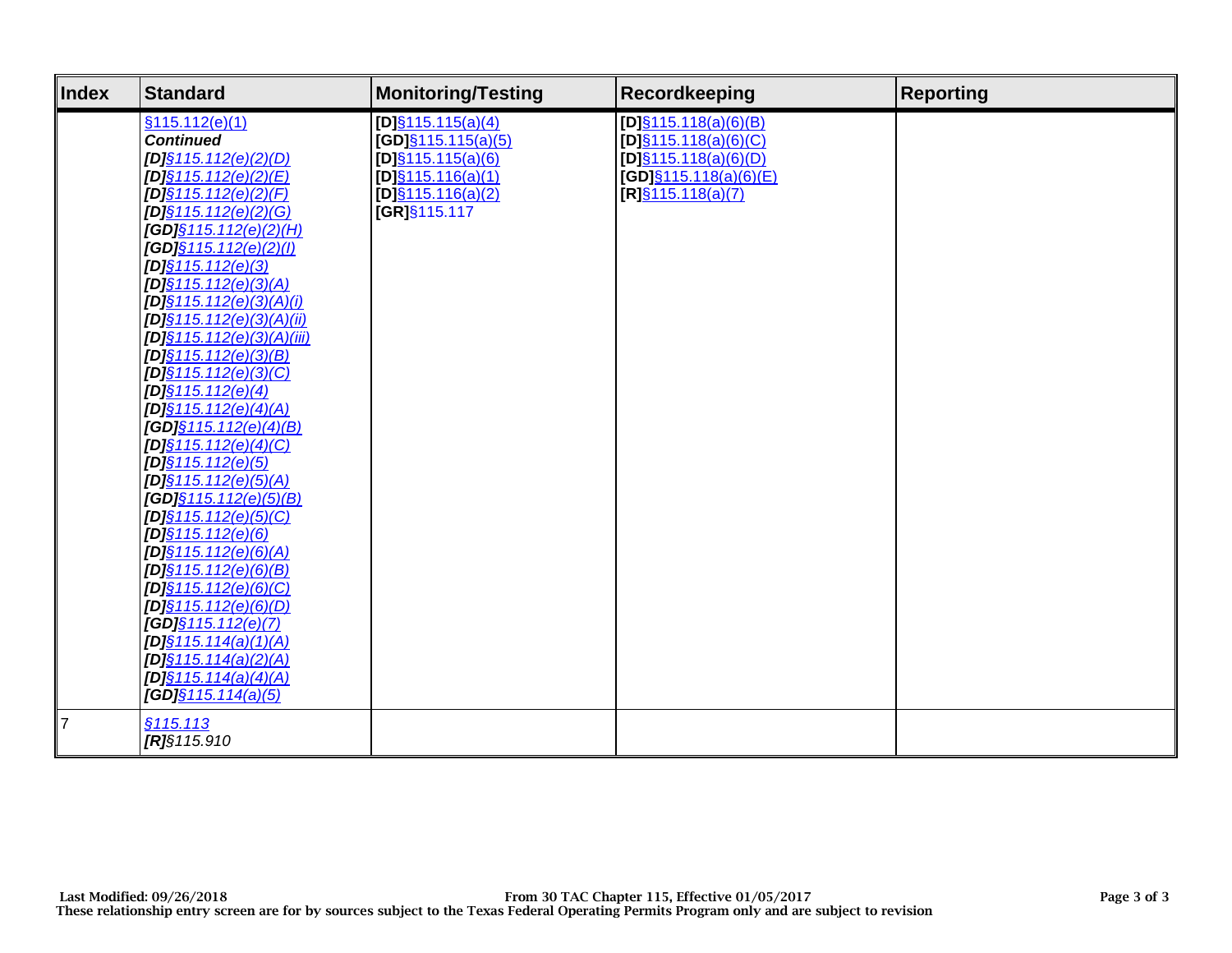| Index | Standard | Monitoring/Testing | Recordkeeping | Reporting |
|---|---|---|---|---|
| | §115.112(e)(1)<br>***Continued***<br>***[D]****§115.112(e)(2)(D)*<br>***[D]****§115.112(e)(2)(E)*<br>***[D]****§115.112(e)(2)(F)*<br>***[D]****§115.112(e)(2)(G)*<br>***[GD]****§115.112(e)(2)(H)*<br>***[GD]****§115.112(e)(2)(I)*<br>***[D]****§115.112(e)(3)*<br>***[D]****§115.112(e)(3)(A)*<br>***[D]****§115.112(e)(3)(A)(i)*<br>***[D]****§115.112(e)(3)(A)(ii)*<br>***[D]****§115.112(e)(3)(A)(iii)*<br>***[D]****§115.112(e)(3)(B)*<br>***[D]****§115.112(e)(3)(C)*<br>***[D]****§115.112(e)(4)*<br>***[D]****§115.112(e)(4)(A)*<br>***[GD]****§115.112(e)(4)(B)*<br>***[D]****§115.112(e)(4)(C)*<br>***[D]****§115.112(e)(5)*<br>***[D]****§115.112(e)(5)(A)*<br>***[GD]****§115.112(e)(5)(B)*<br>***[D]****§115.112(e)(5)(C)*<br>***[D]****§115.112(e)(6)*<br>***[D]****§115.112(e)(6)(A)*<br>***[D]****§115.112(e)(6)(B)*<br>***[D]****§115.112(e)(6)(C)*<br>***[D]****§115.112(e)(6)(D)*<br>***[GD]****§115.112(e)(7)*<br>***[D]****§115.114(a)(1)(A)*<br>***[D]****§115.114(a)(2)(A)*<br>***[D]****§115.114(a)(4)(A)*<br>***[GD]****§115.114(a)(5)* | **[D]**§115.115(a)(4)<br>**[GD]**§115.115(a)(5)<br>**[D]**§115.115(a)(6)<br>**[D]**§115.116(a)(1)<br>**[D]**§115.116(a)(2)<br>**[GR]**§115.117 | **[D]**§115.118(a)(6)(B)<br>**[D]**§115.118(a)(6)(C)<br>**[D]**§115.118(a)(6)(D)<br>**[GD]**§115.118(a)(6)(E)<br>**[R]**§115.118(a)(7) | |
| 7 | *§115.113*<br>***[R]****§115.910* | | | |

**Last Modified: 09/26/2018** **From 30 TAC Chapter 115, Effective 01/05/2017**
**These relationship entry screen are for by sources subject to the Texas Federal Operating Permits Program only and are subject to revision**